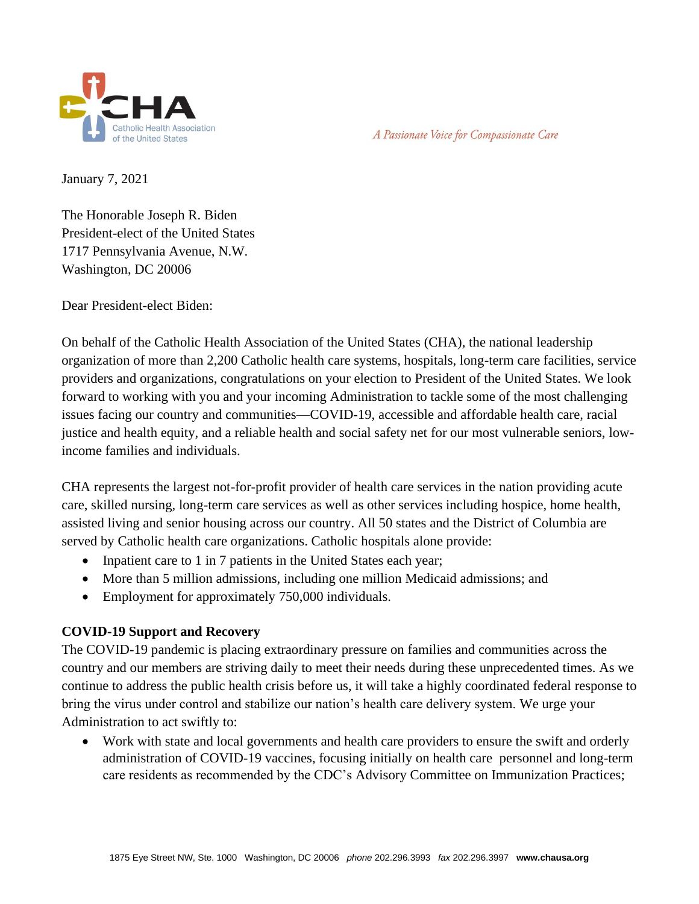CHA Catholic Health Association of the United States

*A Passionate Voice for Compassionate Care*

January 7, 2021

The Honorable Joseph R. Biden
President-elect of the United States
1717 Pennsylvania Avenue, N.W.
Washington, DC 20006

Dear President-elect Biden:

On behalf of the Catholic Health Association of the United States (CHA), the national leadership organization of more than 2,200 Catholic health care systems, hospitals, long-term care facilities, service providers and organizations, congratulations on your election to President of the United States. We look forward to working with you and your incoming Administration to tackle some of the most challenging issues facing our country and communities—COVID-19, accessible and affordable health care, racial justice and health equity, and a reliable health and social safety net for our most vulnerable seniors, low-income families and individuals.

CHA represents the largest not-for-profit provider of health care services in the nation providing acute care, skilled nursing, long-term care services as well as other services including hospice, home health, assisted living and senior housing across our country. All 50 states and the District of Columbia are served by Catholic health care organizations. Catholic hospitals alone provide:

- Inpatient care to 1 in 7 patients in the United States each year;
- More than 5 million admissions, including one million Medicaid admissions; and
- Employment for approximately 750,000 individuals.

**COVID-19 Support and Recovery**

The COVID-19 pandemic is placing extraordinary pressure on families and communities across the country and our members are striving daily to meet their needs during these unprecedented times. As we continue to address the public health crisis before us, it will take a highly coordinated federal response to bring the virus under control and stabilize our nation's health care delivery system. We urge your Administration to act swiftly to:

- Work with state and local governments and health care providers to ensure the swift and orderly administration of COVID-19 vaccines, focusing initially on health care personnel and long-term care residents as recommended by the CDC's Advisory Committee on Immunization Practices;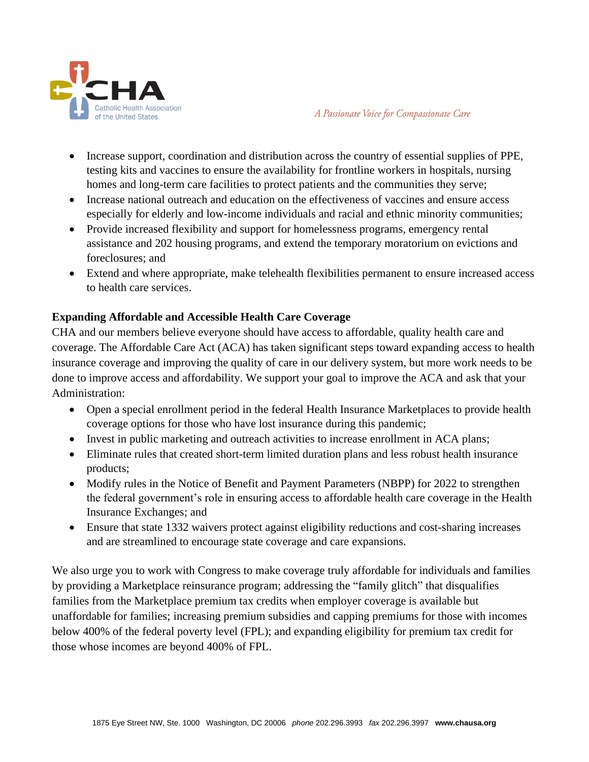- Increase support, coordination and distribution across the country of essential supplies of PPE, testing kits and vaccines to ensure the availability for frontline workers in hospitals, nursing homes and long-term care facilities to protect patients and the communities they serve;
- Increase national outreach and education on the effectiveness of vaccines and ensure access especially for elderly and low-income individuals and racial and ethnic minority communities;
- Provide increased flexibility and support for homelessness programs, emergency rental assistance and 202 housing programs, and extend the temporary moratorium on evictions and foreclosures; and
- Extend and where appropriate, make telehealth flexibilities permanent to ensure increased access to health care services.

**Expanding Affordable and Accessible Health Care Coverage**

CHA and our members believe everyone should have access to affordable, quality health care and coverage. The Affordable Care Act (ACA) has taken significant steps toward expanding access to health insurance coverage and improving the quality of care in our delivery system, but more work needs to be done to improve access and affordability. We support your goal to improve the ACA and ask that your Administration:

- Open a special enrollment period in the federal Health Insurance Marketplaces to provide health coverage options for those who have lost insurance during this pandemic;
- Invest in public marketing and outreach activities to increase enrollment in ACA plans;
- Eliminate rules that created short-term limited duration plans and less robust health insurance products;
- Modify rules in the Notice of Benefit and Payment Parameters (NBPP) for 2022 to strengthen the federal government's role in ensuring access to affordable health care coverage in the Health Insurance Exchanges; and
- Ensure that state 1332 waivers protect against eligibility reductions and cost-sharing increases and are streamlined to encourage state coverage and care expansions.

We also urge you to work with Congress to make coverage truly affordable for individuals and families by providing a Marketplace reinsurance program; addressing the "family glitch" that disqualifies families from the Marketplace premium tax credits when employer coverage is available but unaffordable for families; increasing premium subsidies and capping premiums for those with incomes below 400% of the federal poverty level (FPL); and expanding eligibility for premium tax credit for those whose incomes are beyond 400% of FPL.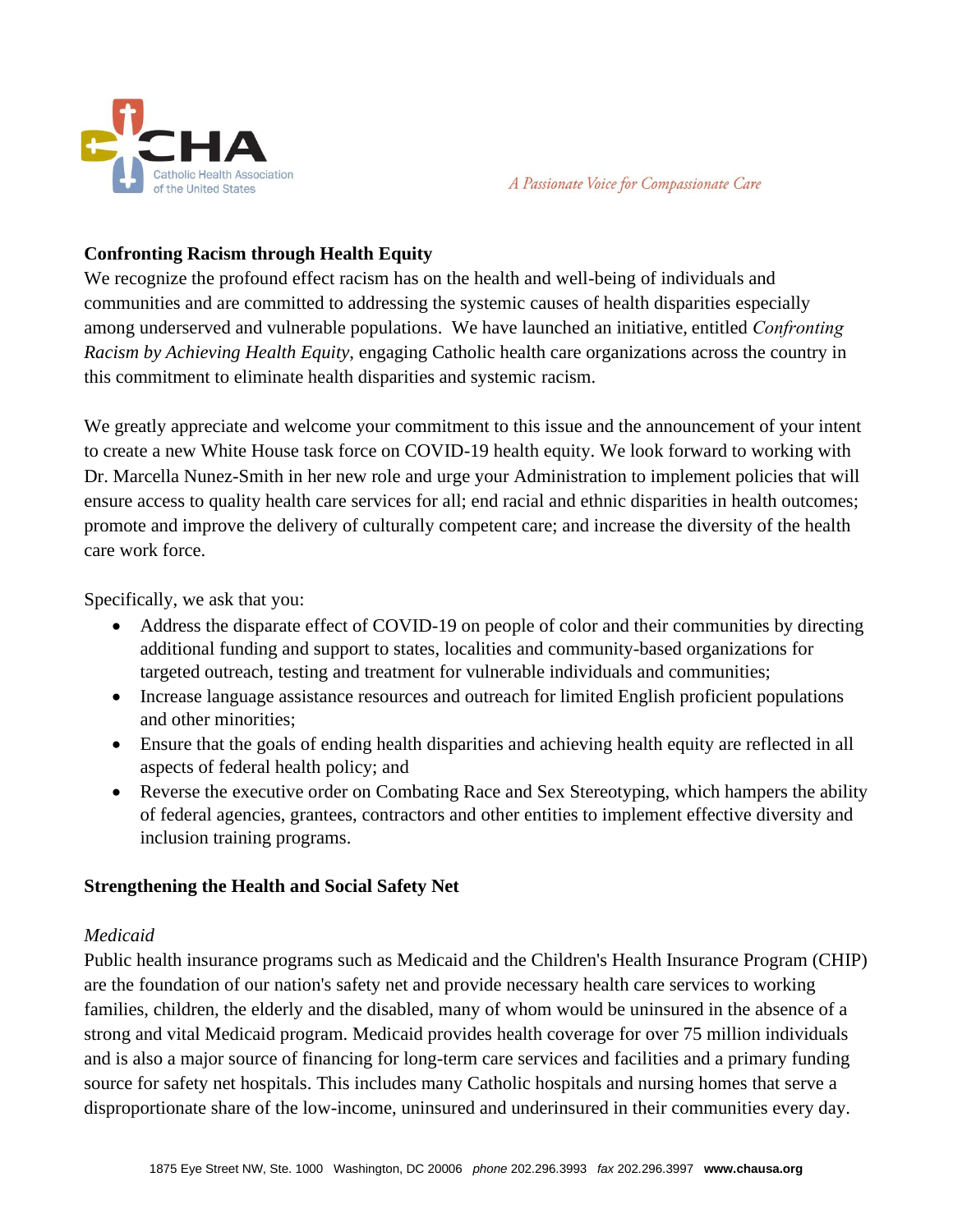**Confronting Racism through Health Equity**

We recognize the profound effect racism has on the health and well-being of individuals and communities and are committed to addressing the systemic causes of health disparities especially among underserved and vulnerable populations. We have launched an initiative, entitled *Confronting Racism by Achieving Health Equity*, engaging Catholic health care organizations across the country in this commitment to eliminate health disparities and systemic racism.

We greatly appreciate and welcome your commitment to this issue and the announcement of your intent to create a new White House task force on COVID-19 health equity. We look forward to working with Dr. Marcella Nunez-Smith in her new role and urge your Administration to implement policies that will ensure access to quality health care services for all; end racial and ethnic disparities in health outcomes; promote and improve the delivery of culturally competent care; and increase the diversity of the health care work force.

Specifically, we ask that you:

- Address the disparate effect of COVID-19 on people of color and their communities by directing additional funding and support to states, localities and community-based organizations for targeted outreach, testing and treatment for vulnerable individuals and communities;
- Increase language assistance resources and outreach for limited English proficient populations and other minorities;
- Ensure that the goals of ending health disparities and achieving health equity are reflected in all aspects of federal health policy; and
- Reverse the executive order on Combating Race and Sex Stereotyping, which hampers the ability of federal agencies, grantees, contractors and other entities to implement effective diversity and inclusion training programs.

**Strengthening the Health and Social Safety Net**

*Medicaid*

Public health insurance programs such as Medicaid and the Children's Health Insurance Program (CHIP) are the foundation of our nation's safety net and provide necessary health care services to working families, children, the elderly and the disabled, many of whom would be uninsured in the absence of a strong and vital Medicaid program. Medicaid provides health coverage for over 75 million individuals and is also a major source of financing for long-term care services and facilities and a primary funding source for safety net hospitals. This includes many Catholic hospitals and nursing homes that serve a disproportionate share of the low-income, uninsured and underinsured in their communities every day.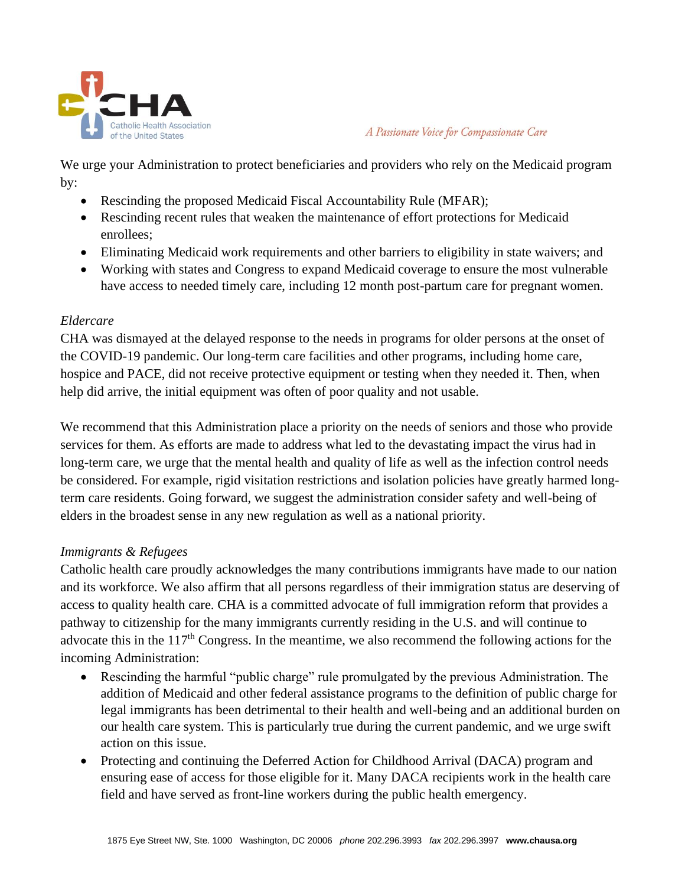We urge your Administration to protect beneficiaries and providers who rely on the Medicaid program by:

- Rescinding the proposed Medicaid Fiscal Accountability Rule (MFAR);
- Rescinding recent rules that weaken the maintenance of effort protections for Medicaid enrollees;
- Eliminating Medicaid work requirements and other barriers to eligibility in state waivers; and
- Working with states and Congress to expand Medicaid coverage to ensure the most vulnerable have access to needed timely care, including 12 month post-partum care for pregnant women.

*Eldercare*

CHA was dismayed at the delayed response to the needs in programs for older persons at the onset of the COVID-19 pandemic. Our long-term care facilities and other programs, including home care, hospice and PACE, did not receive protective equipment or testing when they needed it. Then, when help did arrive, the initial equipment was often of poor quality and not usable.

We recommend that this Administration place a priority on the needs of seniors and those who provide services for them. As efforts are made to address what led to the devastating impact the virus had in long-term care, we urge that the mental health and quality of life as well as the infection control needs be considered. For example, rigid visitation restrictions and isolation policies have greatly harmed long-term care residents. Going forward, we suggest the administration consider safety and well-being of elders in the broadest sense in any new regulation as well as a national priority.

*Immigrants & Refugees*

Catholic health care proudly acknowledges the many contributions immigrants have made to our nation and its workforce. We also affirm that all persons regardless of their immigration status are deserving of access to quality health care. CHA is a committed advocate of full immigration reform that provides a pathway to citizenship for the many immigrants currently residing in the U.S. and will continue to advocate this in the 117th Congress. In the meantime, we also recommend the following actions for the incoming Administration:

- Rescinding the harmful "public charge" rule promulgated by the previous Administration. The addition of Medicaid and other federal assistance programs to the definition of public charge for legal immigrants has been detrimental to their health and well-being and an additional burden on our health care system. This is particularly true during the current pandemic, and we urge swift action on this issue.
- Protecting and continuing the Deferred Action for Childhood Arrival (DACA) program and ensuring ease of access for those eligible for it. Many DACA recipients work in the health care field and have served as front-line workers during the public health emergency.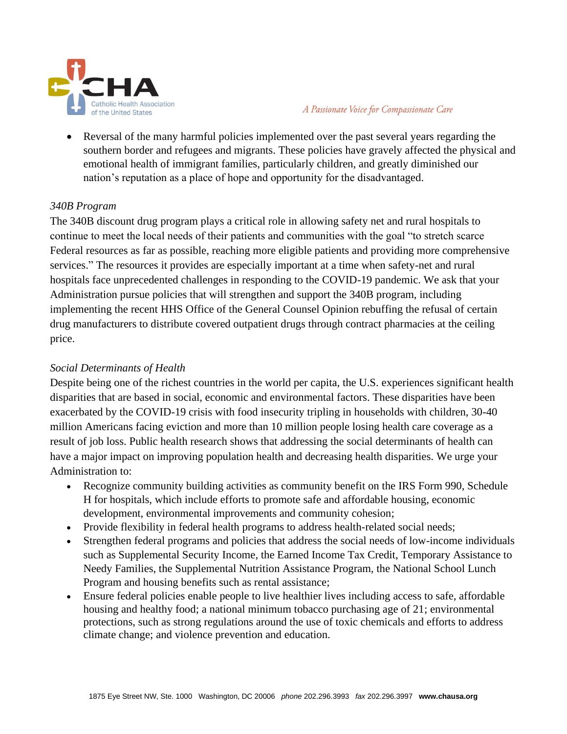- Reversal of the many harmful policies implemented over the past several years regarding the southern border and refugees and migrants. These policies have gravely affected the physical and emotional health of immigrant families, particularly children, and greatly diminished our nation's reputation as a place of hope and opportunity for the disadvantaged.

*340B Program*

The 340B discount drug program plays a critical role in allowing safety net and rural hospitals to continue to meet the local needs of their patients and communities with the goal "to stretch scarce Federal resources as far as possible, reaching more eligible patients and providing more comprehensive services." The resources it provides are especially important at a time when safety-net and rural hospitals face unprecedented challenges in responding to the COVID-19 pandemic. We ask that your Administration pursue policies that will strengthen and support the 340B program, including implementing the recent HHS Office of the General Counsel Opinion rebuffing the refusal of certain drug manufacturers to distribute covered outpatient drugs through contract pharmacies at the ceiling price.

*Social Determinants of Health*

Despite being one of the richest countries in the world per capita, the U.S. experiences significant health disparities that are based in social, economic and environmental factors. These disparities have been exacerbated by the COVID-19 crisis with food insecurity tripling in households with children, 30-40 million Americans facing eviction and more than 10 million people losing health care coverage as a result of job loss. Public health research shows that addressing the social determinants of health can have a major impact on improving population health and decreasing health disparities. We urge your Administration to:

- Recognize community building activities as community benefit on the IRS Form 990, Schedule H for hospitals, which include efforts to promote safe and affordable housing, economic development, environmental improvements and community cohesion;
- Provide flexibility in federal health programs to address health-related social needs;
- Strengthen federal programs and policies that address the social needs of low-income individuals such as Supplemental Security Income, the Earned Income Tax Credit, Temporary Assistance to Needy Families, the Supplemental Nutrition Assistance Program, the National School Lunch Program and housing benefits such as rental assistance;
- Ensure federal policies enable people to live healthier lives including access to safe, affordable housing and healthy food; a national minimum tobacco purchasing age of 21; environmental protections, such as strong regulations around the use of toxic chemicals and efforts to address climate change; and violence prevention and education.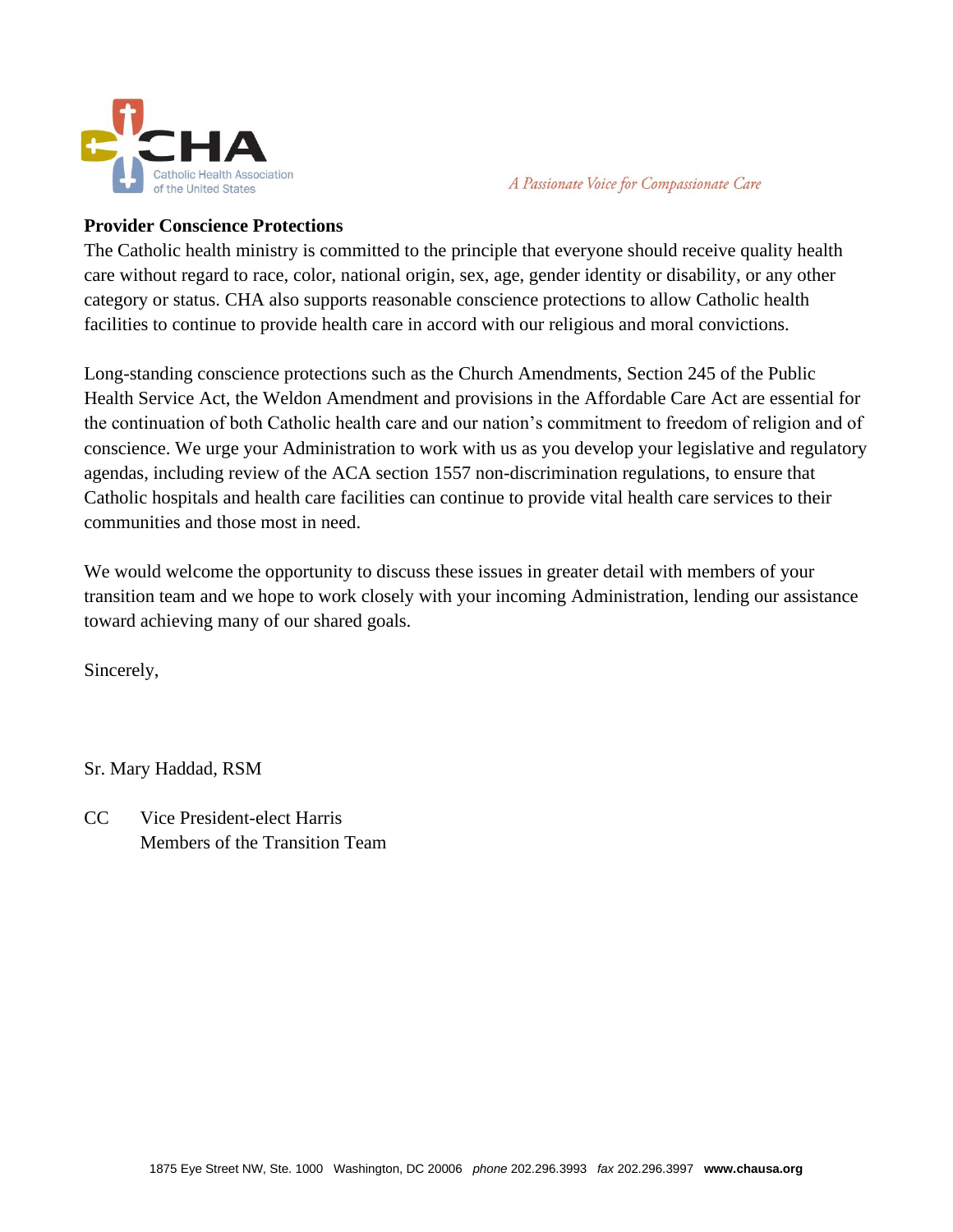**Provider Conscience Protections**

The Catholic health ministry is committed to the principle that everyone should receive quality health care without regard to race, color, national origin, sex, age, gender identity or disability, or any other category or status. CHA also supports reasonable conscience protections to allow Catholic health facilities to continue to provide health care in accord with our religious and moral convictions.

Long-standing conscience protections such as the Church Amendments, Section 245 of the Public Health Service Act, the Weldon Amendment and provisions in the Affordable Care Act are essential for the continuation of both Catholic health care and our nation's commitment to freedom of religion and of conscience. We urge your Administration to work with us as you develop your legislative and regulatory agendas, including review of the ACA section 1557 non-discrimination regulations, to ensure that Catholic hospitals and health care facilities can continue to provide vital health care services to their communities and those most in need.

We would welcome the opportunity to discuss these issues in greater detail with members of your transition team and we hope to work closely with your incoming Administration, lending our assistance toward achieving many of our shared goals.

Sincerely,

Sr. Mary Haddad, RSM

CC Vice President-elect Harris
Members of the Transition Team